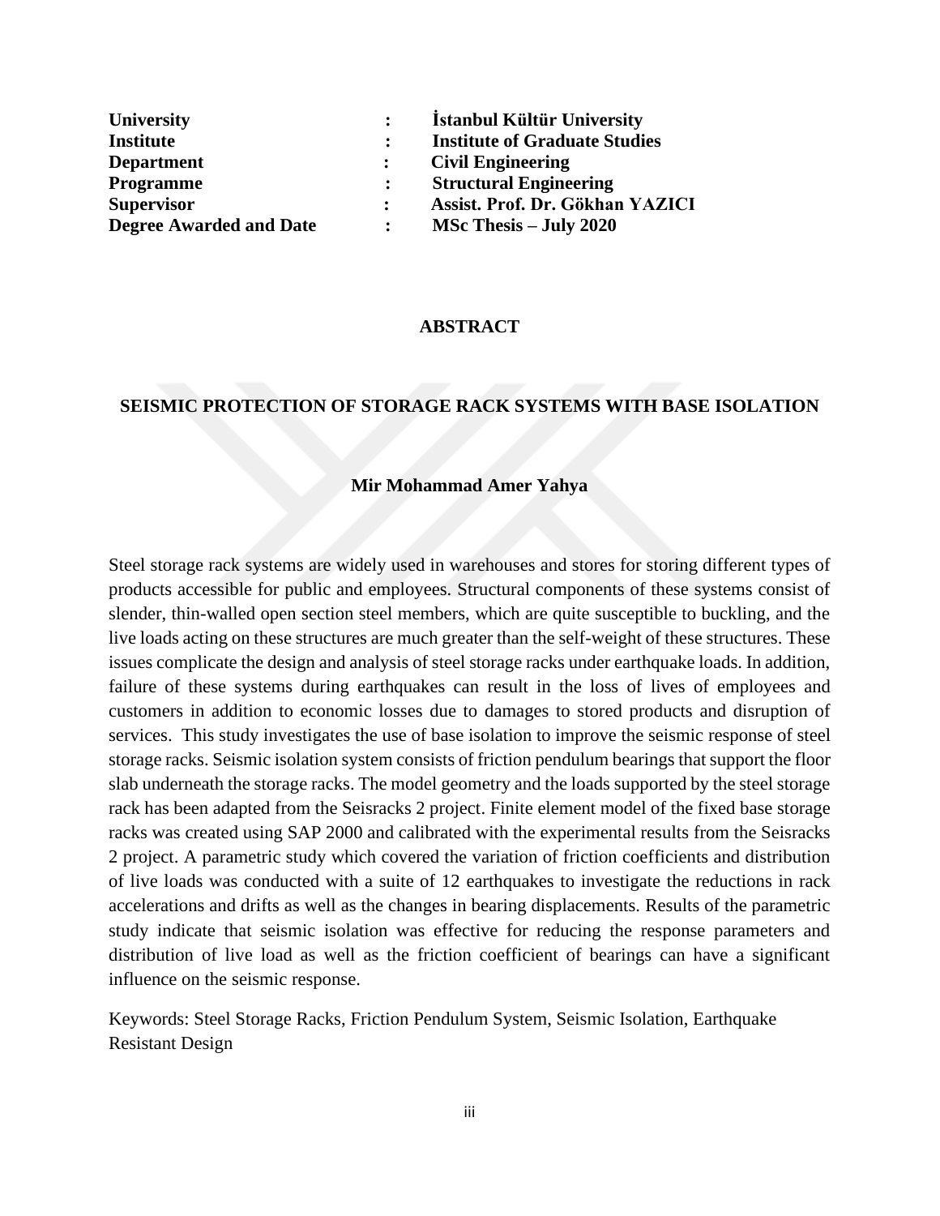| | | |
|---|---|---|
| **University** | **:** | **İstanbul Kültür University** |
| **Institute** | **:** | **Institute of Graduate Studies** |
| **Department** | **:** | **Civil Engineering** |
| **Programme** | **:** | **Structural Engineering** |
| **Supervisor** | **:** | **Assist. Prof. Dr. Gökhan YAZICI** |
| **Degree Awarded and Date** | **:** | **MSc Thesis – July 2020** |

## ABSTRACT

## SEISMIC PROTECTION OF STORAGE RACK SYSTEMS WITH BASE ISOLATION

**Mir Mohammad Amer Yahya**

Steel storage rack systems are widely used in warehouses and stores for storing different types of products accessible for public and employees. Structural components of these systems consist of slender, thin-walled open section steel members, which are quite susceptible to buckling, and the live loads acting on these structures are much greater than the self-weight of these structures. These issues complicate the design and analysis of steel storage racks under earthquake loads. In addition, failure of these systems during earthquakes can result in the loss of lives of employees and customers in addition to economic losses due to damages to stored products and disruption of services. This study investigates the use of base isolation to improve the seismic response of steel storage racks. Seismic isolation system consists of friction pendulum bearings that support the floor slab underneath the storage racks. The model geometry and the loads supported by the steel storage rack has been adapted from the Seisracks 2 project. Finite element model of the fixed base storage racks was created using SAP 2000 and calibrated with the experimental results from the Seisracks 2 project. A parametric study which covered the variation of friction coefficients and distribution of live loads was conducted with a suite of 12 earthquakes to investigate the reductions in rack accelerations and drifts as well as the changes in bearing displacements. Results of the parametric study indicate that seismic isolation was effective for reducing the response parameters and distribution of live load as well as the friction coefficient of bearings can have a significant influence on the seismic response.

Keywords: Steel Storage Racks, Friction Pendulum System, Seismic Isolation, Earthquake Resistant Design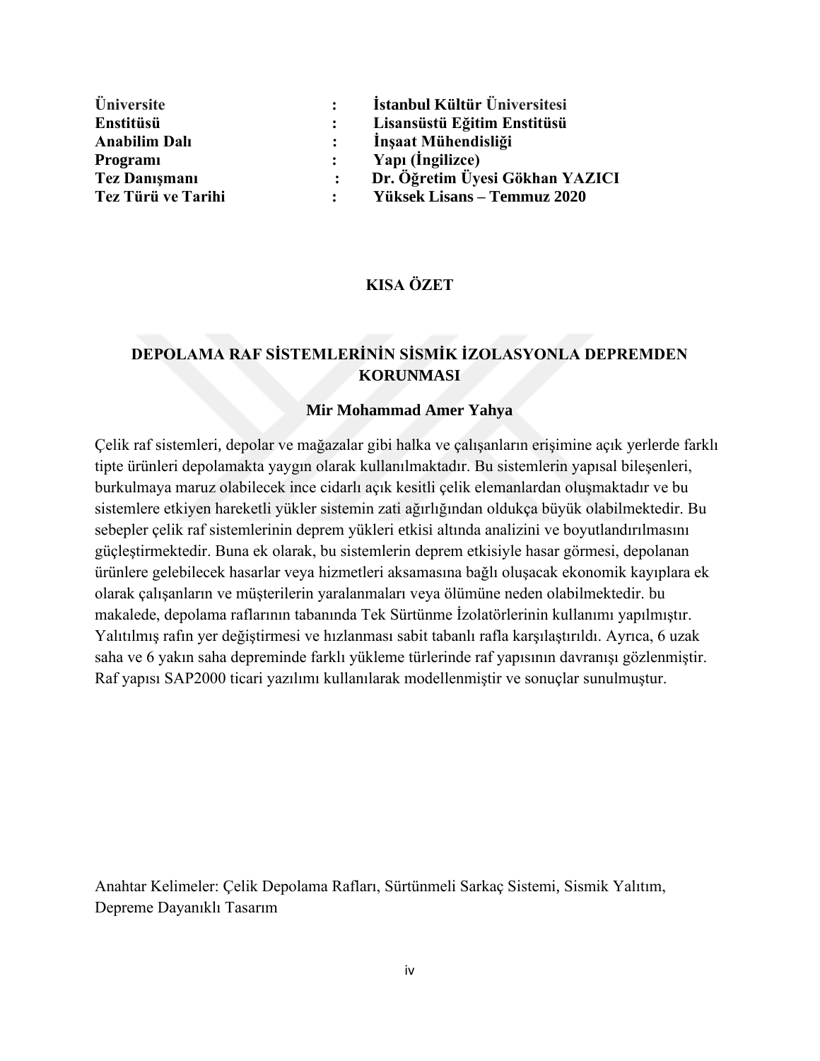| | | |
|---|---|---|
| **Üniversite** | **:** | **İstanbul Kültür Üniversitesi** |
| **Enstitüsü** | **:** | **Lisansüstü Eğitim Enstitüsü** |
| **Anabilim Dalı** | **:** | **İnşaat Mühendisliği** |
| **Programı** | **:** | **Yapı (İngilizce)** |
| **Tez Danışmanı** | **:** | **Dr. Öğretim Üyesi Gökhan YAZICI** |
| **Tez Türü ve Tarihi** | **:** | **Yüksek Lisans – Temmuz 2020** |

## KISA ÖZET

### DEPOLAMA RAF SİSTEMLERİNİN SİSMİK İZOLASYONLA DEPREMDEN KORUNMASI

**Mir Mohammad Amer Yahya**

Çelik raf sistemleri, depolar ve mağazalar gibi halka ve çalışanların erişimine açık yerlerde farklı tipte ürünleri depolamakta yaygın olarak kullanılmaktadır. Bu sistemlerin yapısal bileşenleri, burkulmaya maruz olabilecek ince cidarlı açık kesitli çelik elemanlardan oluşmaktadır ve bu sistemlere etkiyen hareketli yükler sistemin zati ağırlığından oldukça büyük olabilmektedir. Bu sebepler çelik raf sistemlerinin deprem yükleri etkisi altında analizini ve boyutlandırılmasını güçleştirmektedir. Buna ek olarak, bu sistemlerin deprem etkisiyle hasar görmesi, depolanan ürünlere gelebilecek hasarlar veya hizmetleri aksamasına bağlı oluşacak ekonomik kayıplara ek olarak çalışanların ve müşterilerin yaralanmaları veya ölümüne neden olabilmektedir. bu makalede, depolama raflarının tabanında Tek Sürtünme İzolatörlerinin kullanımı yapılmıştır. Yalıtılmış rafın yer değiştirmesi ve hızlanması sabit tabanlı rafla karşılaştırıldı. Ayrıca, 6 uzak saha ve 6 yakın saha depreminde farklı yükleme türlerinde raf yapısının davranışı gözlenmiştir. Raf yapısı SAP2000 ticari yazılımı kullanılarak modellenmiştir ve sonuçlar sunulmuştur.

Anahtar Kelimeler: Çelik Depolama Rafları, Sürtünmeli Sarkaç Sistemi, Sismik Yalıtım, Depreme Dayanıklı Tasarım